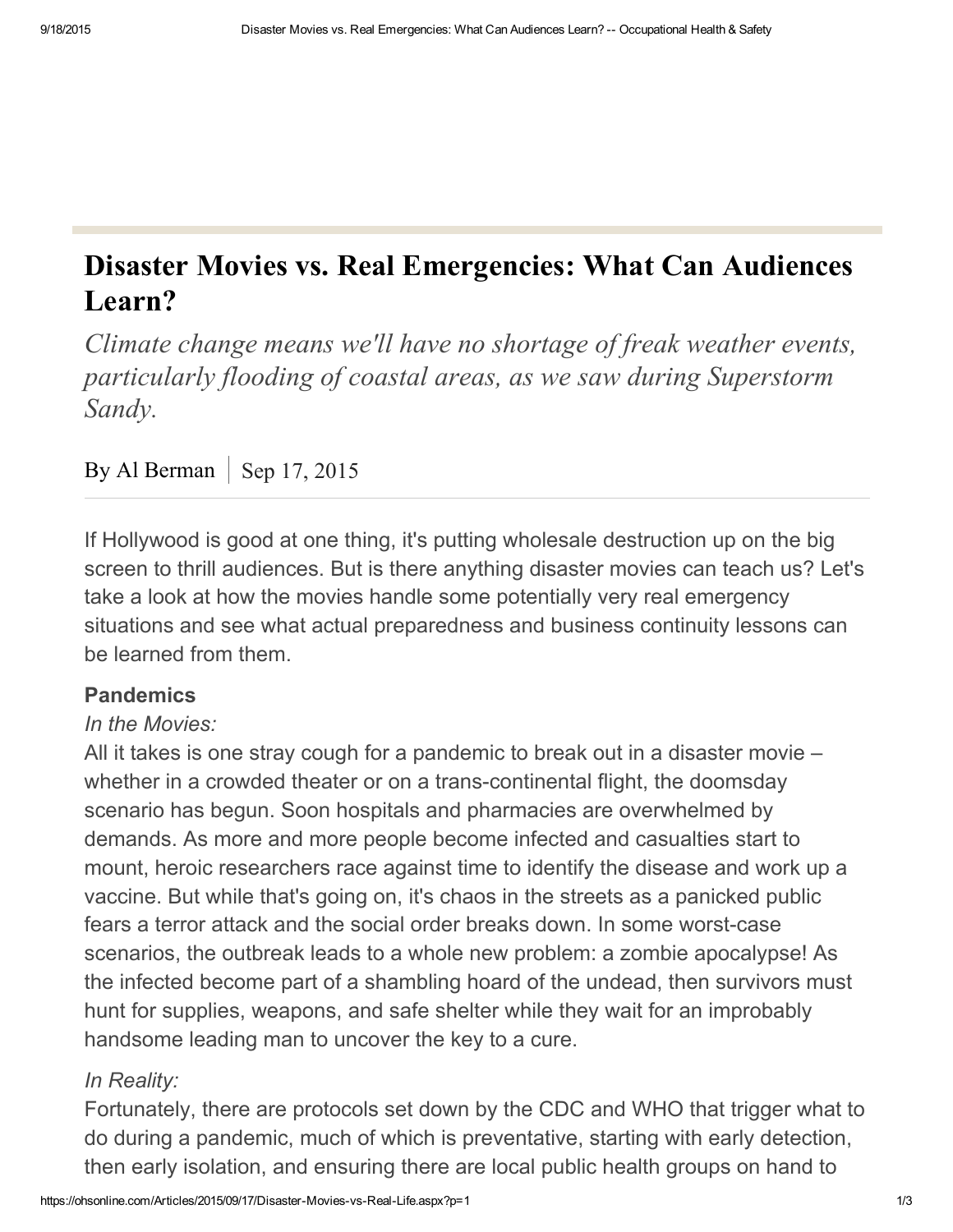# Disaster Movies vs. Real Emergencies: What Can Audiences Learn?

*Climate change means we'll have no shortage of freak weather events, particularly flooding of coastal areas, as we saw during Superstorm Sandy.*

By Al Berman | Sep 17, 2015

If Hollywood is good at one thing, it's putting wholesale destruction up on the big screen to thrill audiences. But is there anything disaster movies can teach us? Let's take a look at how the movies handle some potentially very real emergency situations and see what actual preparedness and business continuity lessons can be learned from them.

**Pandemics**

*In the Movies:*

All it takes is one stray cough for a pandemic to break out in a disaster movie – whether in a crowded theater or on a trans-continental flight, the doomsday scenario has begun. Soon hospitals and pharmacies are overwhelmed by demands. As more and more people become infected and casualties start to mount, heroic researchers race against time to identify the disease and work up a vaccine. But while that's going on, it's chaos in the streets as a panicked public fears a terror attack and the social order breaks down. In some worst-case scenarios, the outbreak leads to a whole new problem: a zombie apocalypse! As the infected become part of a shambling hoard of the undead, then survivors must hunt for supplies, weapons, and safe shelter while they wait for an improbably handsome leading man to uncover the key to a cure.

*In Reality:*

Fortunately, there are protocols set down by the CDC and WHO that trigger what to do during a pandemic, much of which is preventative, starting with early detection, then early isolation, and ensuring there are local public health groups on hand to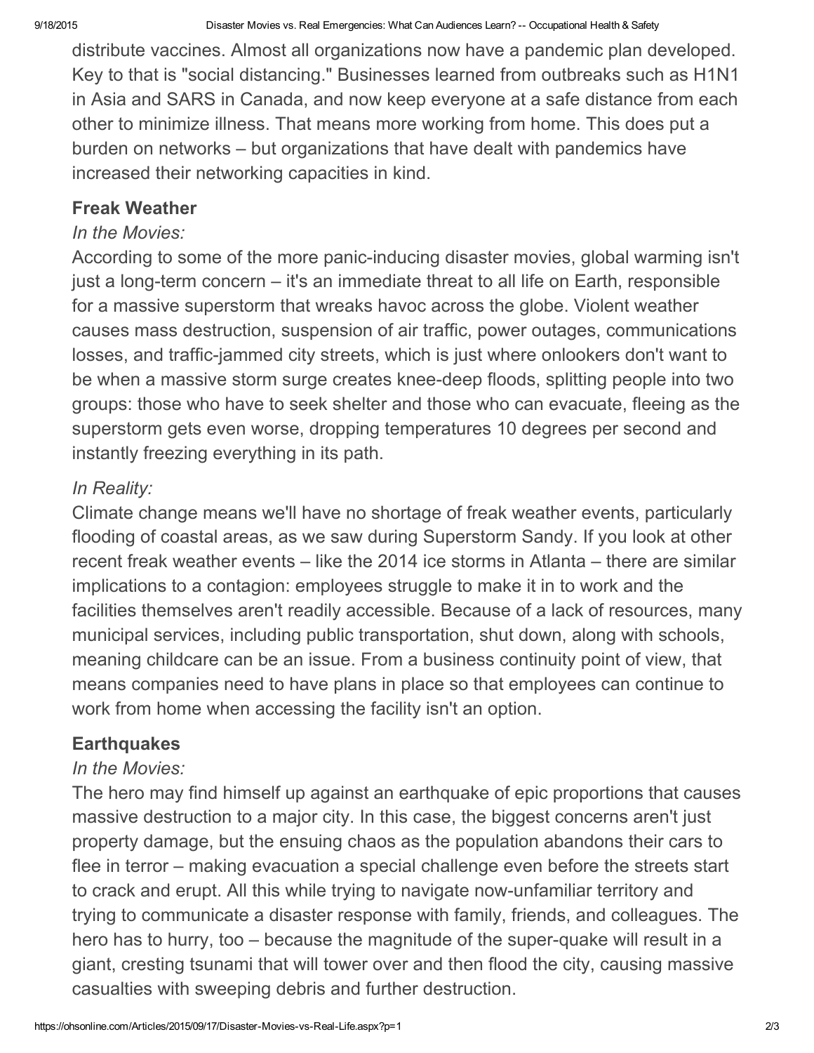distribute vaccines. Almost all organizations now have a pandemic plan developed. Key to that is "social distancing." Businesses learned from outbreaks such as H1N1 in Asia and SARS in Canada, and now keep everyone at a safe distance from each other to minimize illness. That means more working from home. This does put a burden on networks – but organizations that have dealt with pandemics have increased their networking capacities in kind.

**Freak Weather**

*In the Movies:*

According to some of the more panic-inducing disaster movies, global warming isn't just a long-term concern – it's an immediate threat to all life on Earth, responsible for a massive superstorm that wreaks havoc across the globe. Violent weather causes mass destruction, suspension of air traffic, power outages, communications losses, and traffic-jammed city streets, which is just where onlookers don't want to be when a massive storm surge creates knee-deep floods, splitting people into two groups: those who have to seek shelter and those who can evacuate, fleeing as the superstorm gets even worse, dropping temperatures 10 degrees per second and instantly freezing everything in its path.

*In Reality:*

Climate change means we'll have no shortage of freak weather events, particularly flooding of coastal areas, as we saw during Superstorm Sandy. If you look at other recent freak weather events – like the 2014 ice storms in Atlanta – there are similar implications to a contagion: employees struggle to make it in to work and the facilities themselves aren't readily accessible. Because of a lack of resources, many municipal services, including public transportation, shut down, along with schools, meaning childcare can be an issue. From a business continuity point of view, that means companies need to have plans in place so that employees can continue to work from home when accessing the facility isn't an option.

**Earthquakes**

*In the Movies:*

The hero may find himself up against an earthquake of epic proportions that causes massive destruction to a major city. In this case, the biggest concerns aren't just property damage, but the ensuing chaos as the population abandons their cars to flee in terror – making evacuation a special challenge even before the streets start to crack and erupt. All this while trying to navigate now-unfamiliar territory and trying to communicate a disaster response with family, friends, and colleagues. The hero has to hurry, too – because the magnitude of the super-quake will result in a giant, cresting tsunami that will tower over and then flood the city, causing massive casualties with sweeping debris and further destruction.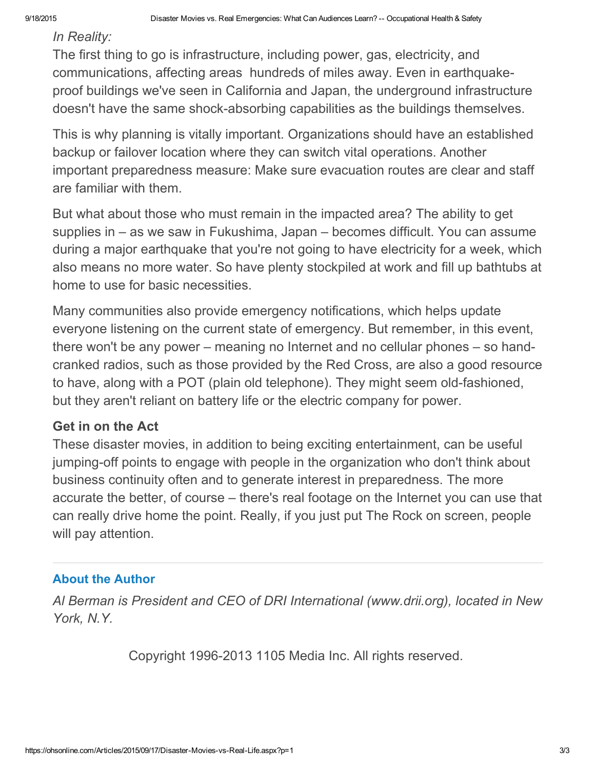*In Reality:*

The first thing to go is infrastructure, including power, gas, electricity, and communications, affecting areas hundreds of miles away. Even in earthquake-proof buildings we've seen in California and Japan, the underground infrastructure doesn't have the same shock-absorbing capabilities as the buildings themselves.

This is why planning is vitally important. Organizations should have an established backup or failover location where they can switch vital operations. Another important preparedness measure: Make sure evacuation routes are clear and staff are familiar with them.

But what about those who must remain in the impacted area? The ability to get supplies in – as we saw in Fukushima, Japan – becomes difficult. You can assume during a major earthquake that you're not going to have electricity for a week, which also means no more water. So have plenty stockpiled at work and fill up bathtubs at home to use for basic necessities.

Many communities also provide emergency notifications, which helps update everyone listening on the current state of emergency. But remember, in this event, there won't be any power – meaning no Internet and no cellular phones – so hand-cranked radios, such as those provided by the Red Cross, are also a good resource to have, along with a POT (plain old telephone). They might seem old-fashioned, but they aren't reliant on battery life or the electric company for power.

**Get in on the Act**

These disaster movies, in addition to being exciting entertainment, can be useful jumping-off points to engage with people in the organization who don't think about business continuity often and to generate interest in preparedness. The more accurate the better, of course – there's real footage on the Internet you can use that can really drive home the point. Really, if you just put The Rock on screen, people will pay attention.

---

**About the Author**

*Al Berman is President and CEO of DRI International (www.drii.org), located in New York, N.Y.*

Copyright 1996-2013 1105 Media Inc. All rights reserved.